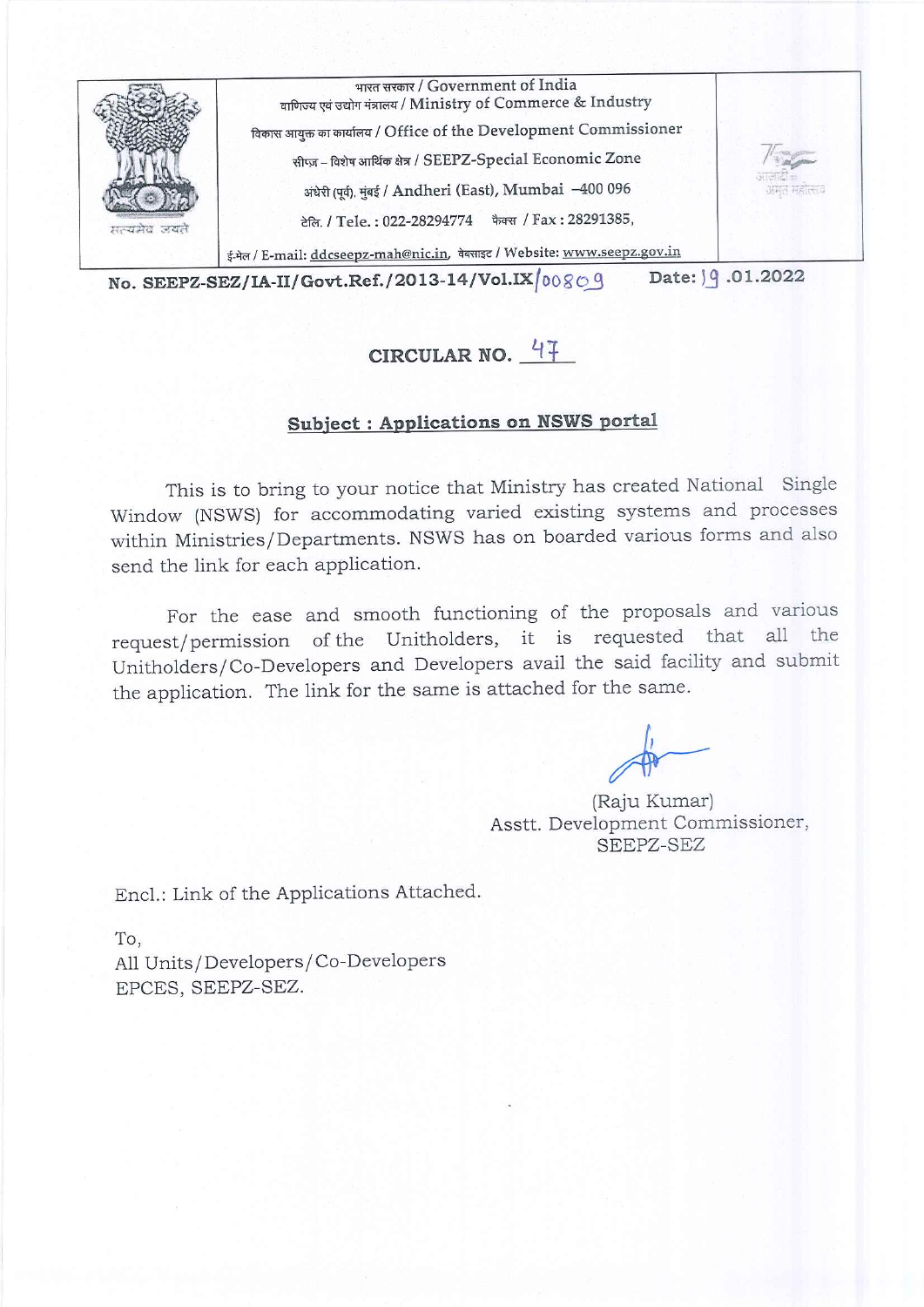भारत सरकार / Government of India
वाणिज्य एवं उद्योग मंत्रालय / Ministry of Commerce & Industry
विकास आयुक्त का कार्यालय / Office of the Development Commissioner
सीप्ज – विशेष आर्थिक क्षेत्र / SEEPZ-Special Economic Zone
अंधेरी (पूर्व), मुंबई / Andheri (East), Mumbai –400 096
टेलि. / Tele. : 022-28294774 फैक्स / Fax : 28291385,
ई-मेल / E-mail: ddcseepz-mah@nic.in, वेबसाइट / Website: www.seepz.gov.in

**No. SEEPZ-SEZ/IA-II/Govt.Ref./2013-14/Vol.IX/00809** **Date: 19 .01.2022**

## CIRCULAR NO. 47

**Subject : Applications on NSWS portal**

This is to bring to your notice that Ministry has created National Single Window (NSWS) for accommodating varied existing systems and processes within Ministries/Departments. NSWS has on boarded various forms and also send the link for each application.

For the ease and smooth functioning of the proposals and various request/permission of the Unitholders, it is requested that all the Unitholders/Co-Developers and Developers avail the said facility and submit the application. The link for the same is attached for the same.

(Raju Kumar)
Asstt. Development Commissioner,
SEEPZ-SEZ

Encl.: Link of the Applications Attached.

To,
All Units/Developers/Co-Developers
EPCES, SEEPZ-SEZ.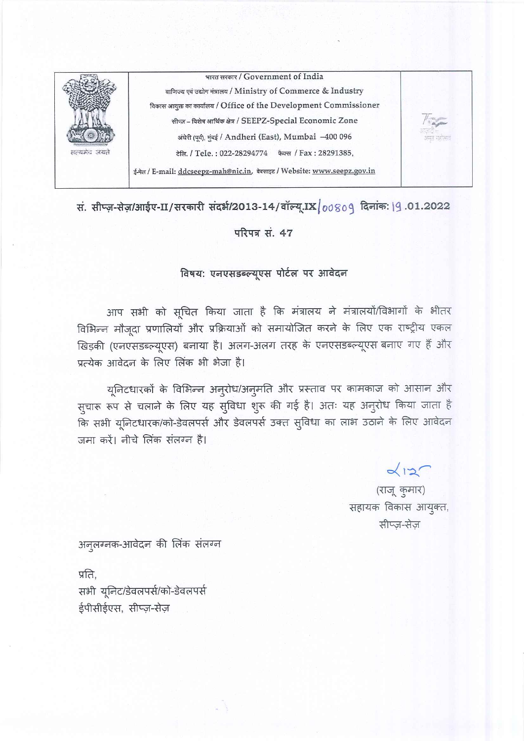भारत सरकार / Government of India

वाणिज्य एवं उद्योग मंत्रालय / Ministry of Commerce & Industry

विकास आयुक्त का कार्यालय / Office of the Development Commissioner

सीप्ज़ – विशेष आर्थिक क्षेत्र / SEEPZ-Special Economic Zone

अंधेरी (पूर्व), मुंबई / Andheri (East), Mumbai –400 096

टेलि. / Tele. : 022-28294774 फैक्स / Fax : 28291385,

ई-मेल / E-mail: ddcseepz-mah@nic.in, वेबसाइट / Website: www.seepz.gov.in

सं. सीप्ज़-सेज़/आईए-II/सरकारी संदर्भ/2013-14/वॉल्यू.IX/00809 दिनांक: 19.01.2022

परिपत्र सं. 47

विषय: एनएसडब्ल्यूएस पोर्टल पर आवेदन

आप सभी को सूचित किया जाता है कि मंत्रालय ने मंत्रालयों/विभागों के भीतर विभिन्न मौजूदा प्रणालियों और प्रक्रियाओं को समायोजित करने के लिए एक राष्ट्रीय एकल खिड़की (एनएसडब्ल्यूएस) बनाया है। अलग-अलग तरह के एनएसडब्ल्यूएस बनाए गए हैं और प्रत्येक आवेदन के लिए लिंक भी भेजा है।

यूनिटधारकों के विभिन्न अनुरोध/अनुमति और प्रस्ताव पर कामकाज को आसान और सुचारू रूप से चलाने के लिए यह सुविधा शुरू की गई है। अतः यह अनुरोध किया जाता है कि सभी यूनिटधारक/को-डेवलपर्स और डेवलपर्स उक्त सुविधा का लाभ उठाने के लिए आवेदन जमा करें। नीचे लिंक संलग्न है।

(राजू कुमार)
सहायक विकास आयुक्त,
सीप्ज़-सेज़

अनुलग्नक-आवेदन की लिंक संलग्न

प्रति,
सभी यूनिट/डेवलपर्स/को-डेवलपर्स
ईपीसीईएस, सीप्ज़-सेज़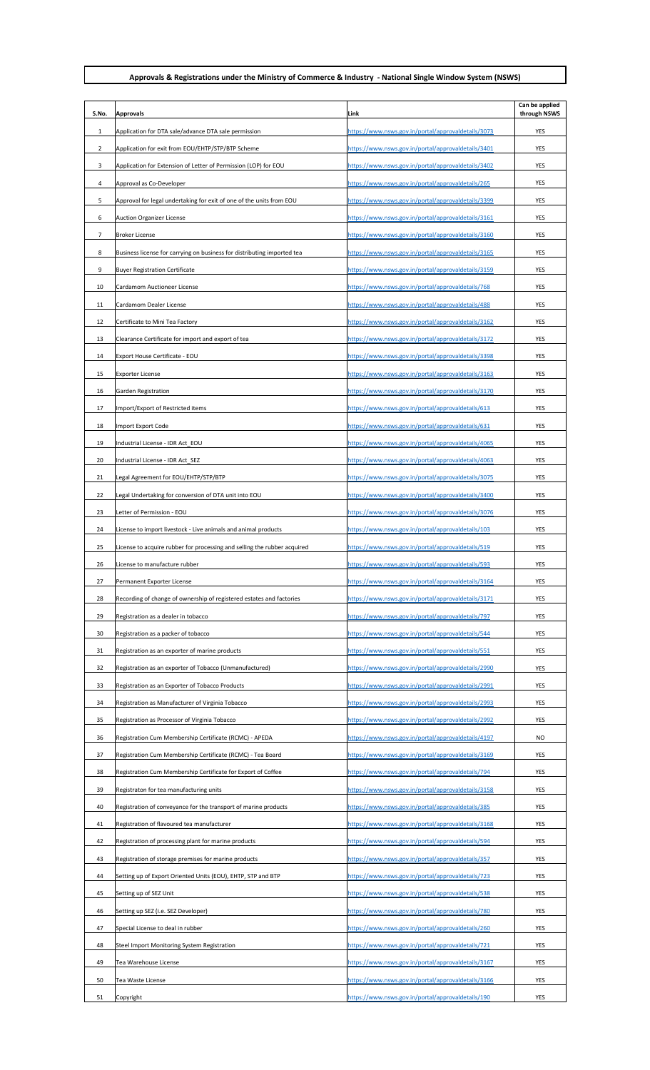# Approvals & Registrations under the Ministry of Commerce & Industry - National Single Window System (NSWS)

| S.No. | Approvals | Link | Can be applied through NSWS |
|---|---|---|---|
| 1 | Application for DTA sale/advance DTA sale permission | https://www.nsws.gov.in/portal/approvaldetails/3073 | YES |
| 2 | Application for exit from EOU/EHTP/STP/BTP Scheme | https://www.nsws.gov.in/portal/approvaldetails/3401 | YES |
| 3 | Application for Extension of Letter of Permission (LOP) for EOU | https://www.nsws.gov.in/portal/approvaldetails/3402 | YES |
| 4 | Approval as Co-Developer | https://www.nsws.gov.in/portal/approvaldetails/265 | YES |
| 5 | Approval for legal undertaking for exit of one of the units from EOU | https://www.nsws.gov.in/portal/approvaldetails/3399 | YES |
| 6 | Auction Organizer License | https://www.nsws.gov.in/portal/approvaldetails/3161 | YES |
| 7 | Broker License | https://www.nsws.gov.in/portal/approvaldetails/3160 | YES |
| 8 | Business license for carrying on business for distributing imported tea | https://www.nsws.gov.in/portal/approvaldetails/3165 | YES |
| 9 | Buyer Registration Certificate | https://www.nsws.gov.in/portal/approvaldetails/3159 | YES |
| 10 | Cardamom Auctioneer License | https://www.nsws.gov.in/portal/approvaldetails/768 | YES |
| 11 | Cardamom Dealer License | https://www.nsws.gov.in/portal/approvaldetails/488 | YES |
| 12 | Certificate to Mini Tea Factory | https://www.nsws.gov.in/portal/approvaldetails/3162 | YES |
| 13 | Clearance Certificate for import and export of tea | https://www.nsws.gov.in/portal/approvaldetails/3172 | YES |
| 14 | Export House Certificate - EOU | https://www.nsws.gov.in/portal/approvaldetails/3398 | YES |
| 15 | Exporter License | https://www.nsws.gov.in/portal/approvaldetails/3163 | YES |
| 16 | Garden Registration | https://www.nsws.gov.in/portal/approvaldetails/3170 | YES |
| 17 | Import/Export of Restricted items | https://www.nsws.gov.in/portal/approvaldetails/613 | YES |
| 18 | Import Export Code | https://www.nsws.gov.in/portal/approvaldetails/631 | YES |
| 19 | Industrial License - IDR Act_EOU | https://www.nsws.gov.in/portal/approvaldetails/4065 | YES |
| 20 | Industrial License - IDR Act_SEZ | https://www.nsws.gov.in/portal/approvaldetails/4063 | YES |
| 21 | Legal Agreement for EOU/EHTP/STP/BTP | https://www.nsws.gov.in/portal/approvaldetails/3075 | YES |
| 22 | Legal Undertaking for conversion of DTA unit into EOU | https://www.nsws.gov.in/portal/approvaldetails/3400 | YES |
| 23 | Letter of Permission - EOU | https://www.nsws.gov.in/portal/approvaldetails/3076 | YES |
| 24 | License to import livestock - Live animals and animal products | https://www.nsws.gov.in/portal/approvaldetails/103 | YES |
| 25 | License to acquire rubber for processing and selling the rubber acquired | https://www.nsws.gov.in/portal/approvaldetails/519 | YES |
| 26 | License to manufacture rubber | https://www.nsws.gov.in/portal/approvaldetails/593 | YES |
| 27 | Permanent Exporter License | https://www.nsws.gov.in/portal/approvaldetails/3164 | YES |
| 28 | Recording of change of ownership of registered estates and factories | https://www.nsws.gov.in/portal/approvaldetails/3171 | YES |
| 29 | Registration as a dealer in tobacco | https://www.nsws.gov.in/portal/approvaldetails/797 | YES |
| 30 | Registration as a packer of tobacco | https://www.nsws.gov.in/portal/approvaldetails/544 | YES |
| 31 | Registration as an exporter of marine products | https://www.nsws.gov.in/portal/approvaldetails/551 | YES |
| 32 | Registration as an exporter of Tobacco (Unmanufactured) | https://www.nsws.gov.in/portal/approvaldetails/2990 | YES |
| 33 | Registration as an Exporter of Tobacco Products | https://www.nsws.gov.in/portal/approvaldetails/2991 | YES |
| 34 | Registration as Manufacturer of Virginia Tobacco | https://www.nsws.gov.in/portal/approvaldetails/2993 | YES |
| 35 | Registration as Processor of Virginia Tobacco | https://www.nsws.gov.in/portal/approvaldetails/2992 | YES |
| 36 | Registration Cum Membership Certificate (RCMC) - APEDA | https://www.nsws.gov.in/portal/approvaldetails/4197 | NO |
| 37 | Registration Cum Membership Certificate (RCMC) - Tea Board | https://www.nsws.gov.in/portal/approvaldetails/3169 | YES |
| 38 | Registration Cum Membership Certificate for Export of Coffee | https://www.nsws.gov.in/portal/approvaldetails/794 | YES |
| 39 | Registraton for tea manufacturing units | https://www.nsws.gov.in/portal/approvaldetails/3158 | YES |
| 40 | Registration of conveyance for the transport of marine products | https://www.nsws.gov.in/portal/approvaldetails/385 | YES |
| 41 | Registration of flavoured tea manufacturer | https://www.nsws.gov.in/portal/approvaldetails/3168 | YES |
| 42 | Registration of processing plant for marine products | https://www.nsws.gov.in/portal/approvaldetails/594 | YES |
| 43 | Registration of storage premises for marine products | https://www.nsws.gov.in/portal/approvaldetails/357 | YES |
| 44 | Setting up of Export Oriented Units (EOU), EHTP, STP and BTP | https://www.nsws.gov.in/portal/approvaldetails/723 | YES |
| 45 | Setting up of SEZ Unit | https://www.nsws.gov.in/portal/approvaldetails/538 | YES |
| 46 | Setting up SEZ (i.e. SEZ Developer) | https://www.nsws.gov.in/portal/approvaldetails/780 | YES |
| 47 | Special License to deal in rubber | https://www.nsws.gov.in/portal/approvaldetails/260 | YES |
| 48 | Steel Import Monitoring System Registration | https://www.nsws.gov.in/portal/approvaldetails/721 | YES |
| 49 | Tea Warehouse License | https://www.nsws.gov.in/portal/approvaldetails/3167 | YES |
| 50 | Tea Waste License | https://www.nsws.gov.in/portal/approvaldetails/3166 | YES |
| 51 | Copyright | https://www.nsws.gov.in/portal/approvaldetails/190 | YES |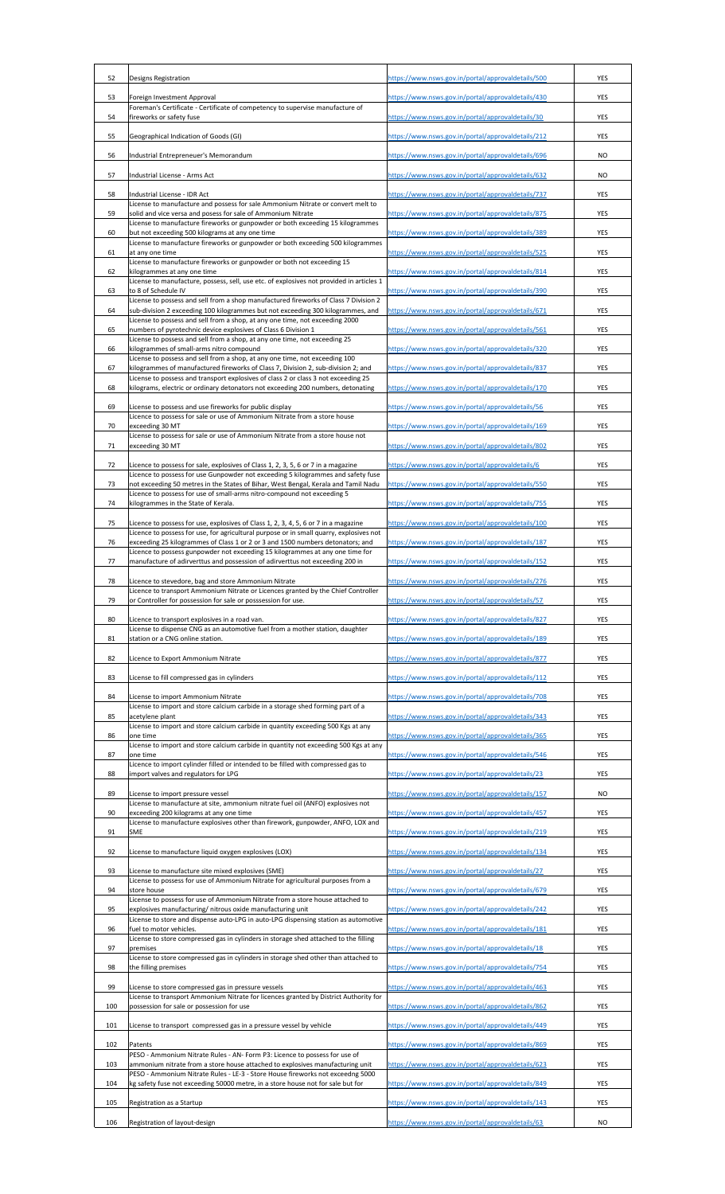| 52 | Designs Registration | https://www.nsws.gov.in/portal/approvaldetails/500 | YES |
|---|---|---|---|
| 53 | Foreign Investment Approval | https://www.nsws.gov.in/portal/approvaldetails/430 | YES |
| 54 | Foreman's Certificate - Certificate of competency to supervise manufacture of fireworks or safety fuse | https://www.nsws.gov.in/portal/approvaldetails/30 | YES |
| 55 | Geographical Indication of Goods (GI) | https://www.nsws.gov.in/portal/approvaldetails/212 | YES |
| 56 | Industrial Entrepreneuer's Memorandum | https://www.nsws.gov.in/portal/approvaldetails/696 | NO |
| 57 | Industrial License - Arms Act | https://www.nsws.gov.in/portal/approvaldetails/632 | NO |
| 58 | Industrial License - IDR Act | https://www.nsws.gov.in/portal/approvaldetails/737 | YES |
| 59 | License to manufacture and possess for sale Ammonium Nitrate or convert melt to solid and vice versa and posess for sale of Ammonium Nitrate | https://www.nsws.gov.in/portal/approvaldetails/875 | YES |
| 60 | License to manufacture fireworks or gunpowder or both exceeding 15 kilogrammes but not exceeding 500 kilograms at any one time | https://www.nsws.gov.in/portal/approvaldetails/389 | YES |
| 61 | License to manufacture fireworks or gunpowder or both exceeding 500 kilogrammes at any one time | https://www.nsws.gov.in/portal/approvaldetails/525 | YES |
| 62 | License to manufacture fireworks or gunpowder or both not exceeding 15 kilogrammes at any one time | https://www.nsws.gov.in/portal/approvaldetails/814 | YES |
| 63 | License to manufacture, possess, sell, use etc. of explosives not provided in articles 1 to 8 of Schedule IV | https://www.nsws.gov.in/portal/approvaldetails/390 | YES |
| 64 | License to possess and sell from a shop manufactured fireworks of Class 7 Division 2 sub-division 2 exceeding 100 kilogrammes but not exceeding 300 kilogrammes, and | https://www.nsws.gov.in/portal/approvaldetails/671 | YES |
| 65 | License to possess and sell from a shop, at any one time, not exceeding 2000 numbers of pyrotechnic device explosives of Class 6 Division 1 | https://www.nsws.gov.in/portal/approvaldetails/561 | YES |
| 66 | License to possess and sell from a shop, at any one time, not exceeding 25 kilogrammes of small-arms nitro compound | https://www.nsws.gov.in/portal/approvaldetails/320 | YES |
| 67 | License to possess and sell from a shop, at any one time, not exceeding 100 kilogrammes of manufactured fireworks of Class 7, Division 2, sub-division 2; and | https://www.nsws.gov.in/portal/approvaldetails/837 | YES |
| 68 | License to possess and transport explosives of class 2 or class 3 not exceeding 25 kilograms, electric or ordinary detonators not exceeding 200 numbers, detonating | https://www.nsws.gov.in/portal/approvaldetails/170 | YES |
| 69 | License to possess and use fireworks for public display | https://www.nsws.gov.in/portal/approvaldetails/56 | YES |
| 70 | Licence to possess for sale or use of Ammonium Nitrate from a store house exceeding 30 MT | https://www.nsws.gov.in/portal/approvaldetails/169 | YES |
| 71 | License to possess for sale or use of Ammonium Nitrate from a store house not exceeding 30 MT | https://www.nsws.gov.in/portal/approvaldetails/802 | YES |
| 72 | Licence to possess for sale, explosives of Class 1, 2, 3, 5, 6 or 7 in a magazine | https://www.nsws.gov.in/portal/approvaldetails/6 | YES |
| 73 | Licence to possess for use Gunpowder not exceeding 5 kilogrammes and safety fuse not exceeding 50 metres in the States of Bihar, West Bengal, Kerala and Tamil Nadu | https://www.nsws.gov.in/portal/approvaldetails/550 | YES |
| 74 | Licence to possess for use of small-arms nitro-compound not exceeding 5 kilogrammes in the State of Kerala. | https://www.nsws.gov.in/portal/approvaldetails/755 | YES |
| 75 | Licence to possess for use, explosives of Class 1, 2, 3, 4, 5, 6 or 7 in a magazine | https://www.nsws.gov.in/portal/approvaldetails/100 | YES |
| 76 | Licence to possess for use, for agricultural purpose or in small quarry, explosives not exceeding 25 kilogrammes of Class 1 or 2 or 3 and 1500 numbers detonators; and | https://www.nsws.gov.in/portal/approvaldetails/187 | YES |
| 77 | Licence to possess gunpowder not exceeding 15 kilogrammes at any one time for manufacture of adirverttus and possession of adirverttus not exceeding 200 in | https://www.nsws.gov.in/portal/approvaldetails/152 | YES |
| 78 | Licence to stevedore, bag and store Ammonium Nitrate | https://www.nsws.gov.in/portal/approvaldetails/276 | YES |
| 79 | Licence to transport Ammonium Nitrate or Licences granted by the Chief Controller or Controller for possession for sale or posssession for use. | https://www.nsws.gov.in/portal/approvaldetails/57 | YES |
| 80 | Licence to transport explosives in a road van. | https://www.nsws.gov.in/portal/approvaldetails/827 | YES |
| 81 | License to dispense CNG as an automotive fuel from a mother station, daughter station or a CNG online station. | https://www.nsws.gov.in/portal/approvaldetails/189 | YES |
| 82 | Licence to Export Ammonium Nitrate | https://www.nsws.gov.in/portal/approvaldetails/877 | YES |
| 83 | License to fill compressed gas in cylinders | https://www.nsws.gov.in/portal/approvaldetails/112 | YES |
| 84 | License to import Ammonium Nitrate | https://www.nsws.gov.in/portal/approvaldetails/708 | YES |
| 85 | License to import and store calcium carbide in a storage shed forming part of a acetylene plant | https://www.nsws.gov.in/portal/approvaldetails/343 | YES |
| 86 | License to import and store calcium carbide in quantity exceeding 500 Kgs at any one time | https://www.nsws.gov.in/portal/approvaldetails/365 | YES |
| 87 | License to import and store calcium carbide in quantity not exceeding 500 Kgs at any one time | https://www.nsws.gov.in/portal/approvaldetails/546 | YES |
| 88 | Licence to import cylinder filled or intended to be filled with compressed gas to import valves and regulators for LPG | https://www.nsws.gov.in/portal/approvaldetails/23 | YES |
| 89 | License to import pressure vessel | https://www.nsws.gov.in/portal/approvaldetails/157 | NO |
| 90 | License to manufacture at site, ammonium nitrate fuel oil (ANFO) explosives not exceeding 200 kilograms at any one time | https://www.nsws.gov.in/portal/approvaldetails/457 | YES |
| 91 | License to manufacture explosives other than firework, gunpowder, ANFO, LOX and SME | https://www.nsws.gov.in/portal/approvaldetails/219 | YES |
| 92 | License to manufacture liquid oxygen explosives (LOX) | https://www.nsws.gov.in/portal/approvaldetails/134 | YES |
| 93 | License to manufacture site mixed explosives (SME) | https://www.nsws.gov.in/portal/approvaldetails/27 | YES |
| 94 | License to possess for use of Ammonium Nitrate for agricultural purposes from a store house | https://www.nsws.gov.in/portal/approvaldetails/679 | YES |
| 95 | License to possess for use of Ammonium Nitrate from a store house attached to explosives manufacturing/ nitrous oxide manufacturing unit | https://www.nsws.gov.in/portal/approvaldetails/242 | YES |
| 96 | License to store and dispense auto-LPG in auto-LPG dispensing station as automotive fuel to motor vehicles. | https://www.nsws.gov.in/portal/approvaldetails/181 | YES |
| 97 | License to store compressed gas in cylinders in storage shed attached to the filling premises | https://www.nsws.gov.in/portal/approvaldetails/18 | YES |
| 98 | License to store compressed gas in cylinders in storage shed other than attached to the filling premises | https://www.nsws.gov.in/portal/approvaldetails/754 | YES |
| 99 | License to store compressed gas in pressure vessels | https://www.nsws.gov.in/portal/approvaldetails/463 | YES |
| 100 | License to transport Ammonium Nitrate for licences granted by District Authority for possession for sale or possession for use | https://www.nsws.gov.in/portal/approvaldetails/862 | YES |
| 101 | License to transport compressed gas in a pressure vessel by vehicle | https://www.nsws.gov.in/portal/approvaldetails/449 | YES |
| 102 | Patents | https://www.nsws.gov.in/portal/approvaldetails/869 | YES |
| 103 | PESO - Ammonium Nitrate Rules - AN- Form P3: Licence to possess for use of ammonium nitrate from a store house attached to explosives manufacturing unit | https://www.nsws.gov.in/portal/approvaldetails/623 | YES |
| 104 | PESO - Ammonium Nitrate Rules - LE-3 - Store House fireworks not exceedng 5000 kg safety fuse not exceeding 50000 metre, in a store house not for sale but for | https://www.nsws.gov.in/portal/approvaldetails/849 | YES |
| 105 | Registration as a Startup | https://www.nsws.gov.in/portal/approvaldetails/143 | YES |
| 106 | Registration of layout-design | https://www.nsws.gov.in/portal/approvaldetails/63 | NO |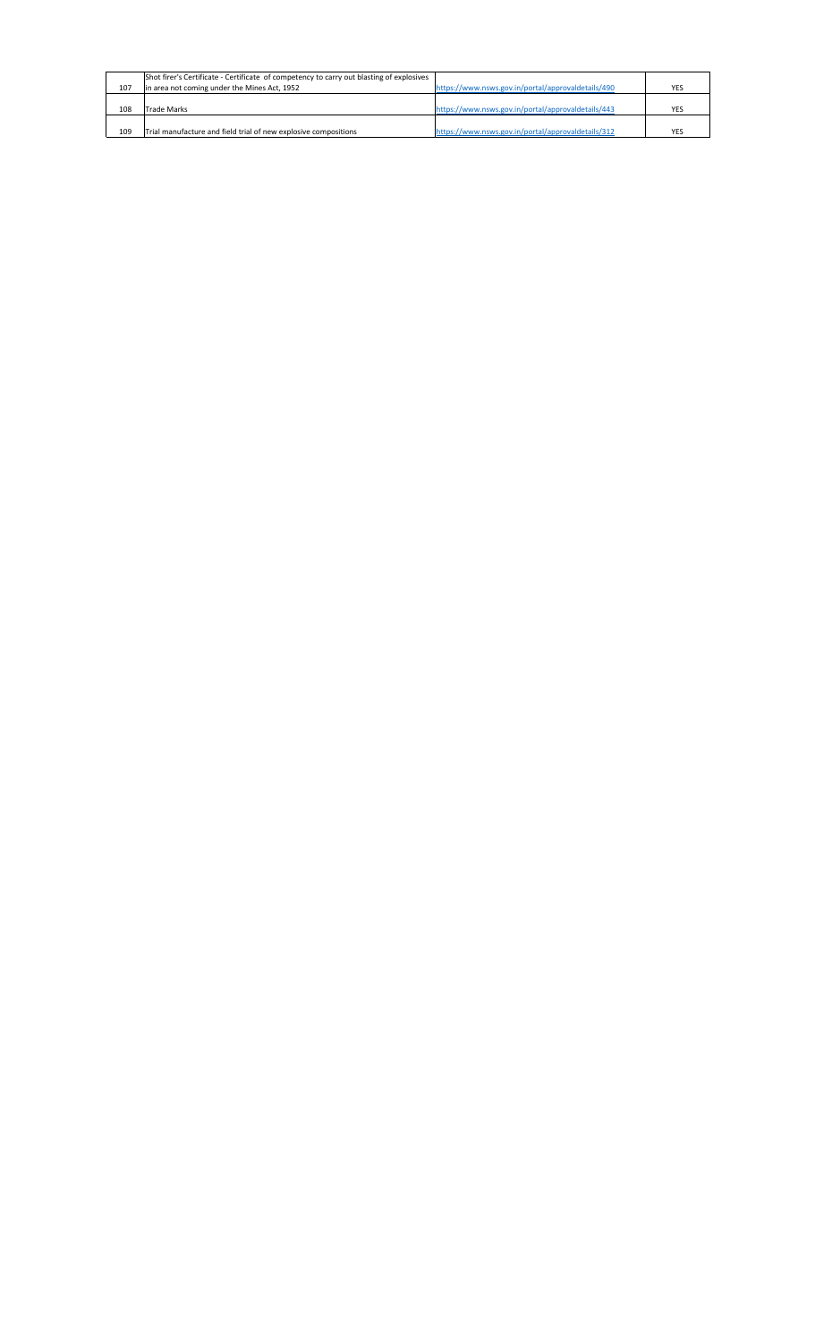| | | | |
|---|---|---|---|
| 107 | Shot firer's Certificate - Certificate of competency to carry out blasting of explosives in area not coming under the Mines Act, 1952 | https://www.nsws.gov.in/portal/approvaldetails/490 | YES |
| 108 | Trade Marks | https://www.nsws.gov.in/portal/approvaldetails/443 | YES |
| 109 | Trial manufacture and field trial of new explosive compositions | https://www.nsws.gov.in/portal/approvaldetails/312 | YES |